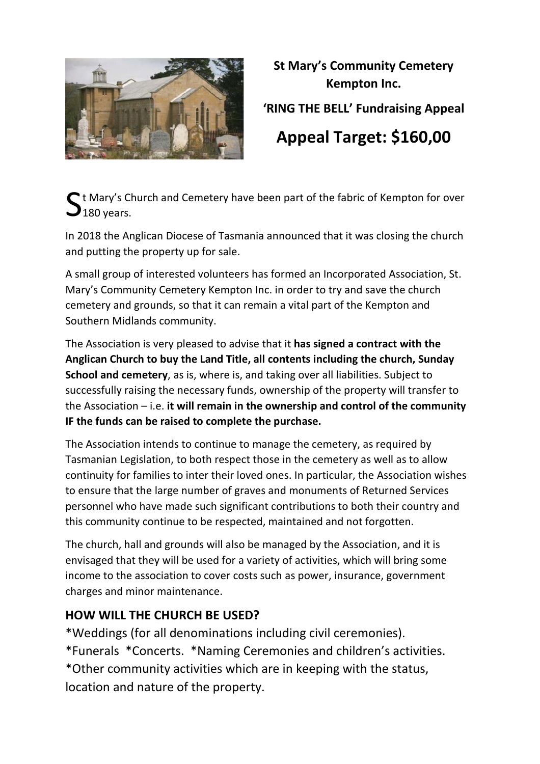**St Mary's Community Cemetery Kempton Inc.**

**'RING THE BELL' Fundraising Appeal**

# Appeal Target: $160,00

St Mary's Church and Cemetery have been part of the fabric of Kempton for over 180 years.

In 2018 the Anglican Diocese of Tasmania announced that it was closing the church and putting the property up for sale.

A small group of interested volunteers has formed an Incorporated Association, St. Mary's Community Cemetery Kempton Inc. in order to try and save the church cemetery and grounds, so that it can remain a vital part of the Kempton and Southern Midlands community.

The Association is very pleased to advise that it **has signed a contract with the Anglican Church to buy the Land Title, all contents including the church, Sunday School and cemetery**, as is, where is, and taking over all liabilities. Subject to successfully raising the necessary funds, ownership of the property will transfer to the Association – i.e. **it will remain in the ownership and control of the community IF the funds can be raised to complete the purchase.**

The Association intends to continue to manage the cemetery, as required by Tasmanian Legislation, to both respect those in the cemetery as well as to allow continuity for families to inter their loved ones. In particular, the Association wishes to ensure that the large number of graves and monuments of Returned Services personnel who have made such significant contributions to both their country and this community continue to be respected, maintained and not forgotten.

The church, hall and grounds will also be managed by the Association, and it is envisaged that they will be used for a variety of activities, which will bring some income to the association to cover costs such as power, insurance, government charges and minor maintenance.

## HOW WILL THE CHURCH BE USED?

*Weddings (for all denominations including civil ceremonies).
*Funerals *Concerts. *Naming Ceremonies and children's activities.
*Other community activities which are in keeping with the status, location and nature of the property.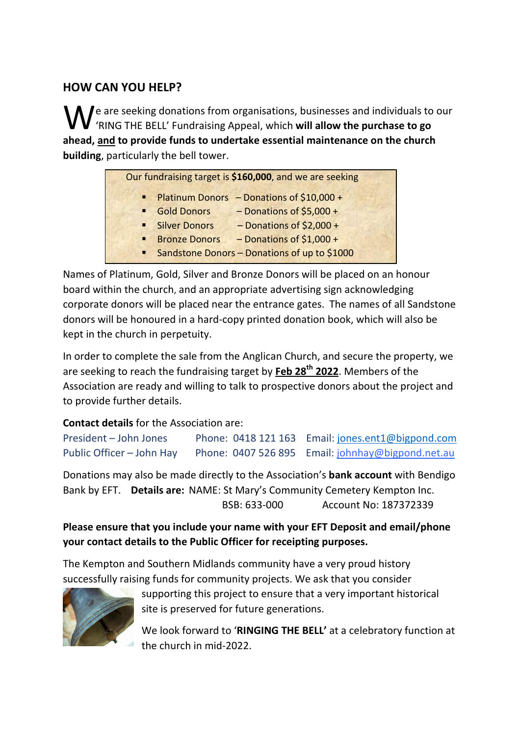## HOW CAN YOU HELP?

We are seeking donations from organisations, businesses and individuals to our 'RING THE BELL' Fundraising Appeal, which **will allow the purchase to go ahead, <u>and</u> to provide funds to undertake essential maintenance on the church building**, particularly the bell tower.

Our fundraising target is **$160,000**, and we are seeking

- Platinum Donors – Donations of $10,000 +
- Gold Donors – Donations of $5,000 +
- Silver Donors – Donations of $2,000 +
- Bronze Donors – Donations of $1,000 +
- Sandstone Donors – Donations of up to $1000

Names of Platinum, Gold, Silver and Bronze Donors will be placed on an honour board within the church, and an appropriate advertising sign acknowledging corporate donors will be placed near the entrance gates. The names of all Sandstone donors will be honoured in a hard-copy printed donation book, which will also be kept in the church in perpetuity.

In order to complete the sale from the Anglican Church, and secure the property, we are seeking to reach the fundraising target by **<u>Feb 28th 2022</u>**. Members of the Association are ready and willing to talk to prospective donors about the project and to provide further details.

**Contact details** for the Association are:

President – John Jones Phone: 0418 121 163 Email: jones.ent1@bigpond.com
Public Officer – John Hay Phone: 0407 526 895 Email: johnhay@bigpond.net.au

Donations may also be made directly to the Association's **bank account** with Bendigo Bank by EFT. **Details are:** NAME: St Mary's Community Cemetery Kempton Inc.
BSB: 633-000 Account No: 187372339

**Please ensure that you include your name with your EFT Deposit and email/phone your contact details to the Public Officer for receipting purposes.**

The Kempton and Southern Midlands community have a very proud history successfully raising funds for community projects. We ask that you consider supporting this project to ensure that a very important historical site is preserved for future generations.

We look forward to '**RINGING THE BELL'** at a celebratory function at the church in mid-2022.